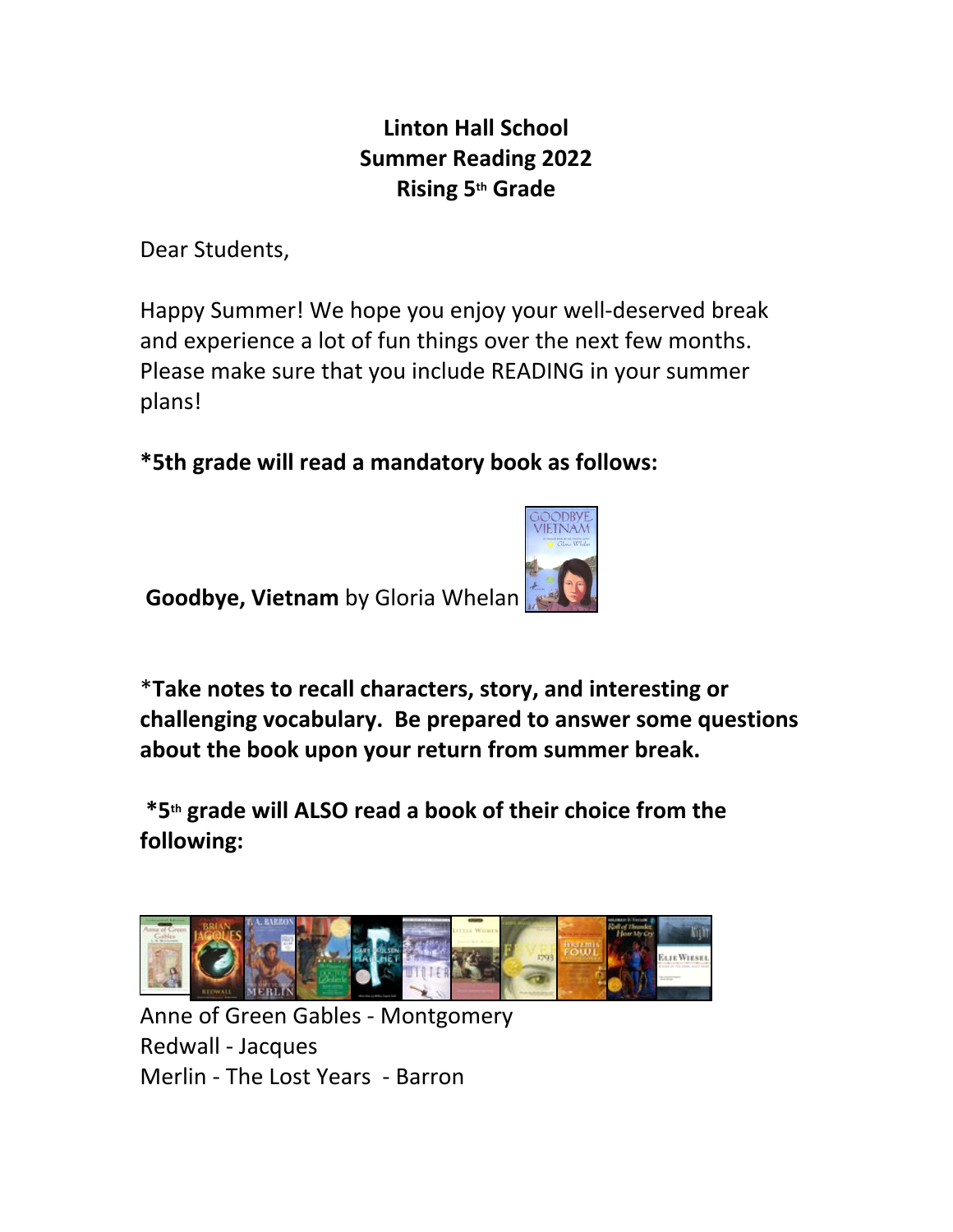**Linton Hall School**
**Summer Reading 2022**
**Rising 5th Grade**

Dear Students,

Happy Summer! We hope you enjoy your well-deserved break and experience a lot of fun things over the next few months. Please make sure that you include READING in your summer plans!

**\*5th grade will read a mandatory book as follows:**

**Goodbye, Vietnam** by Gloria Whelan

\***Take notes to recall characters, story, and interesting or challenging vocabulary. Be prepared to answer some questions about the book upon your return from summer break.**

**\*5th grade will ALSO read a book of their choice from the following:**

Anne of Green Gables - Montgomery
Redwall - Jacques
Merlin - The Lost Years - Barron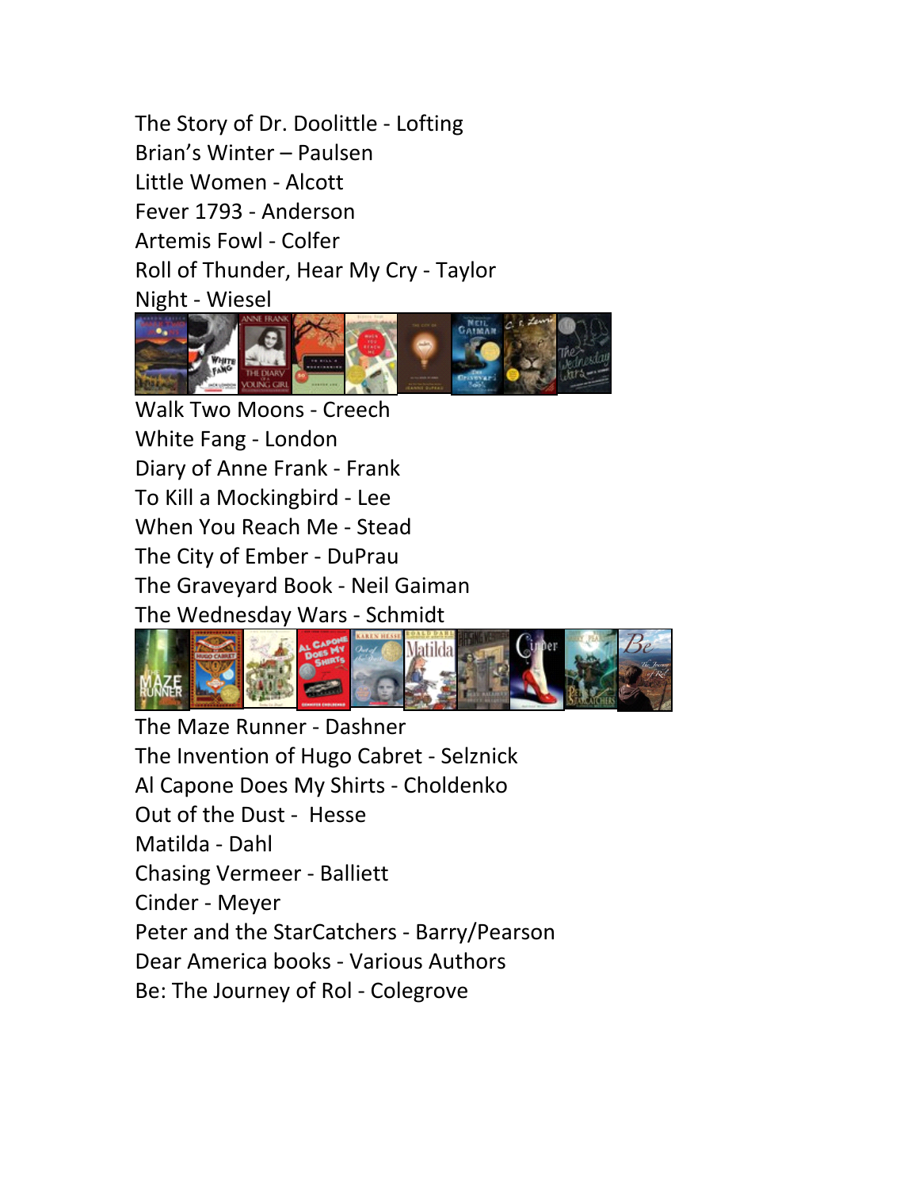The Story of Dr. Doolittle - Lofting
Brian's Winter – Paulsen
Little Women - Alcott
Fever 1793 - Anderson
Artemis Fowl - Colfer
Roll of Thunder, Hear My Cry - Taylor
Night - Wiesel

Walk Two Moons - Creech
White Fang - London
Diary of Anne Frank - Frank
To Kill a Mockingbird - Lee
When You Reach Me - Stead
The City of Ember - DuPrau
The Graveyard Book - Neil Gaiman
The Wednesday Wars - Schmidt

The Maze Runner - Dashner
The Invention of Hugo Cabret - Selznick
Al Capone Does My Shirts - Choldenko
Out of the Dust - Hesse
Matilda - Dahl
Chasing Vermeer - Balliett
Cinder - Meyer
Peter and the StarCatchers - Barry/Pearson
Dear America books - Various Authors
Be: The Journey of Rol - Colegrove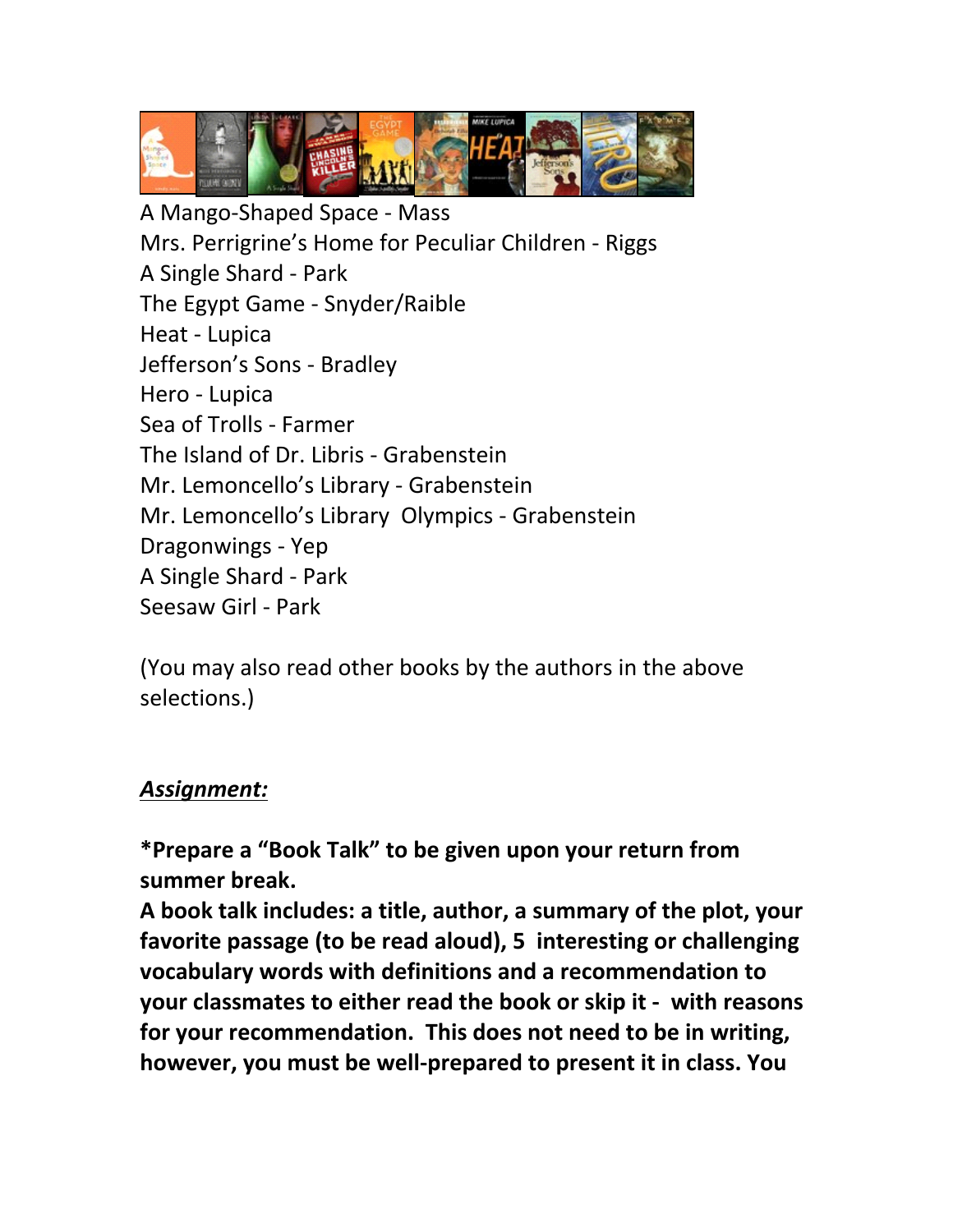A Mango-Shaped Space - Mass
Mrs. Perrigrine's Home for Peculiar Children - Riggs
A Single Shard - Park
The Egypt Game - Snyder/Raible
Heat - Lupica
Jefferson's Sons - Bradley
Hero - Lupica
Sea of Trolls - Farmer
The Island of Dr. Libris - Grabenstein
Mr. Lemoncello's Library - Grabenstein
Mr. Lemoncello's Library Olympics - Grabenstein
Dragonwings - Yep
A Single Shard - Park
Seesaw Girl - Park

(You may also read other books by the authors in the above selections.)

***Assignment:***

**\*Prepare a "Book Talk" to be given upon your return from summer break.**

**A book talk includes: a title, author, a summary of the plot, your favorite passage (to be read aloud), 5 interesting or challenging vocabulary words with definitions and a recommendation to your classmates to either read the book or skip it - with reasons for your recommendation. This does not need to be in writing, however, you must be well-prepared to present it in class. You**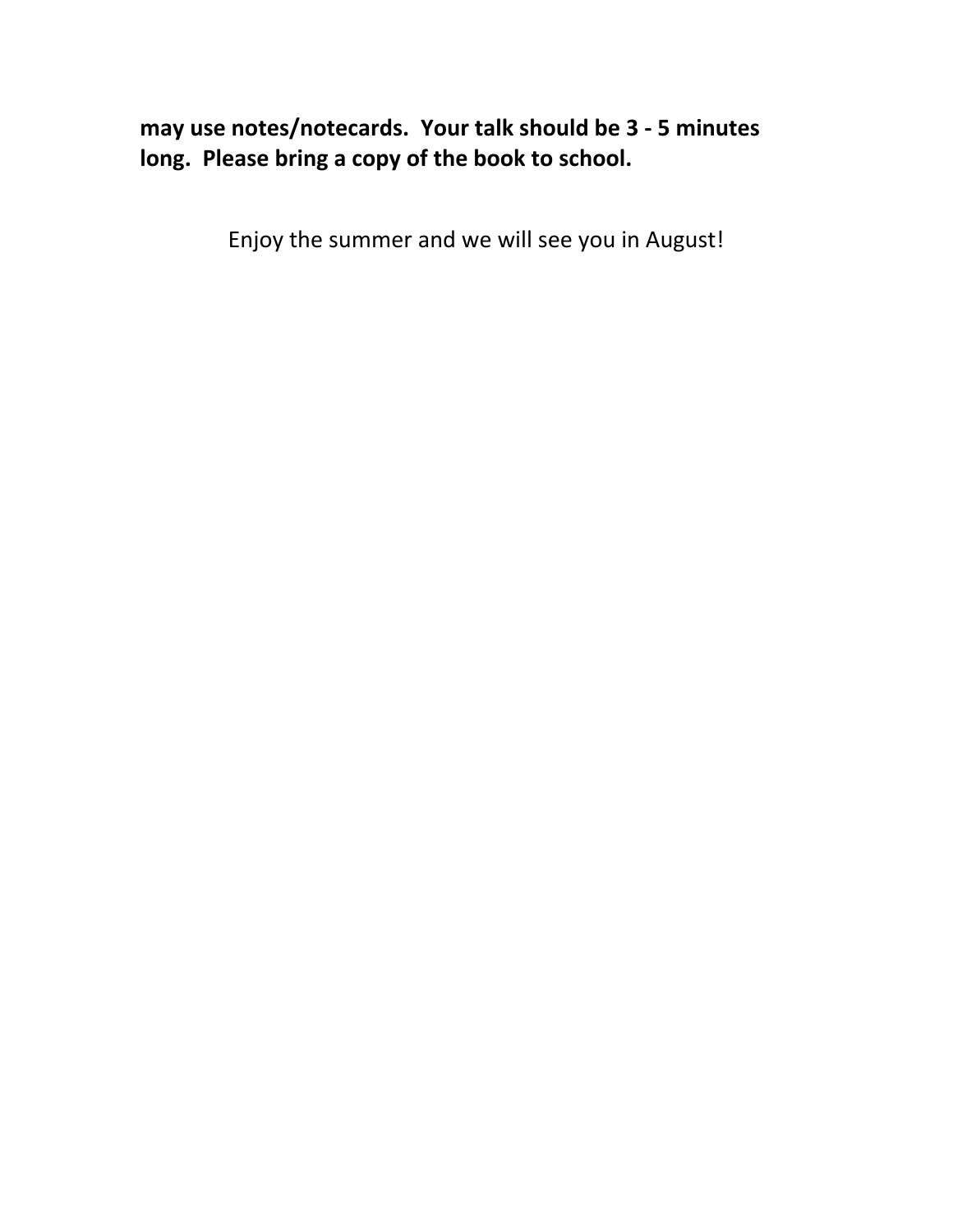**may use notes/notecards. Your talk should be 3 - 5 minutes long. Please bring a copy of the book to school.**

Enjoy the summer and we will see you in August!